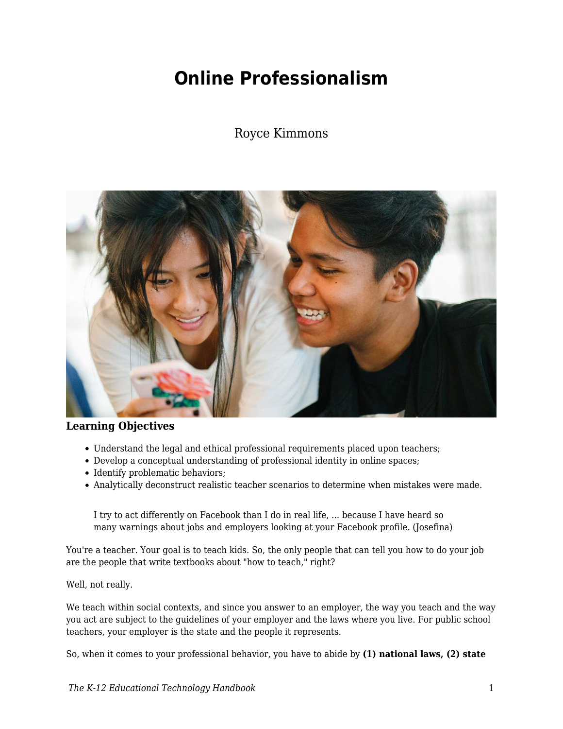# Online Professionalism

Royce Kimmons

**Learning Objectives**

- Understand the legal and ethical professional requirements placed upon teachers;
- Develop a conceptual understanding of professional identity in online spaces;
- Identify problematic behaviors;
- Analytically deconstruct realistic teacher scenarios to determine when mistakes were made.

> I try to act differently on Facebook than I do in real life, ... because I have heard so many warnings about jobs and employers looking at your Facebook profile. (Josefina)

You're a teacher. Your goal is to teach kids. So, the only people that can tell you how to do your job are the people that write textbooks about "how to teach," right?

Well, not really.

We teach within social contexts, and since you answer to an employer, the way you teach and the way you act are subject to the guidelines of your employer and the laws where you live. For public school teachers, your employer is the state and the people it represents.

So, when it comes to your professional behavior, you have to abide by **(1) national laws, (2) state**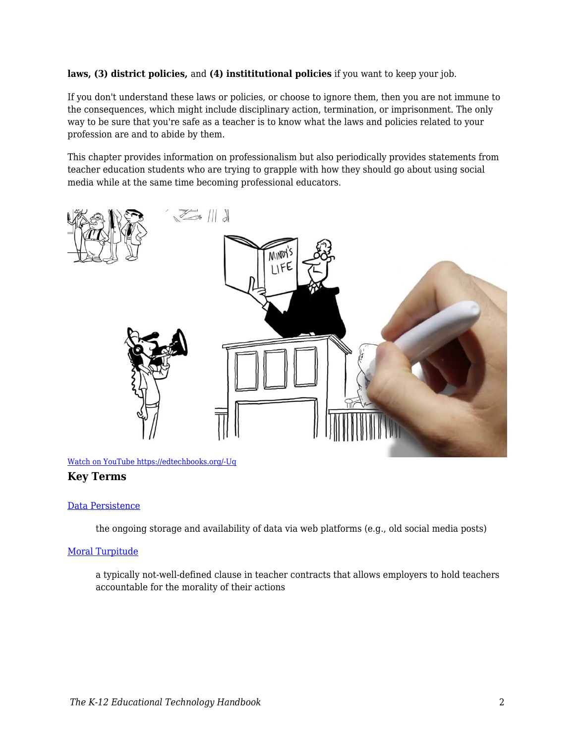**laws, (3) district policies,** and **(4) instititutional policies** if you want to keep your job.

If you don't understand these laws or policies, or choose to ignore them, then you are not immune to the consequences, which might include disciplinary action, termination, or imprisonment. The only way to be sure that you're safe as a teacher is to know what the laws and policies related to your profession are and to abide by them.

This chapter provides information on professionalism but also periodically provides statements from teacher education students who are trying to grapple with how they should go about using social media while at the same time becoming professional educators.

[Watch on YouTube https://edtechbooks.org/-Uq](https://edtechbooks.org/-Uq)

### Key Terms

[Data Persistence]()

> the ongoing storage and availability of data via web platforms (e.g., old social media posts)

[Moral Turpitude]()

> a typically not-well-defined clause in teacher contracts that allows employers to hold teachers accountable for the morality of their actions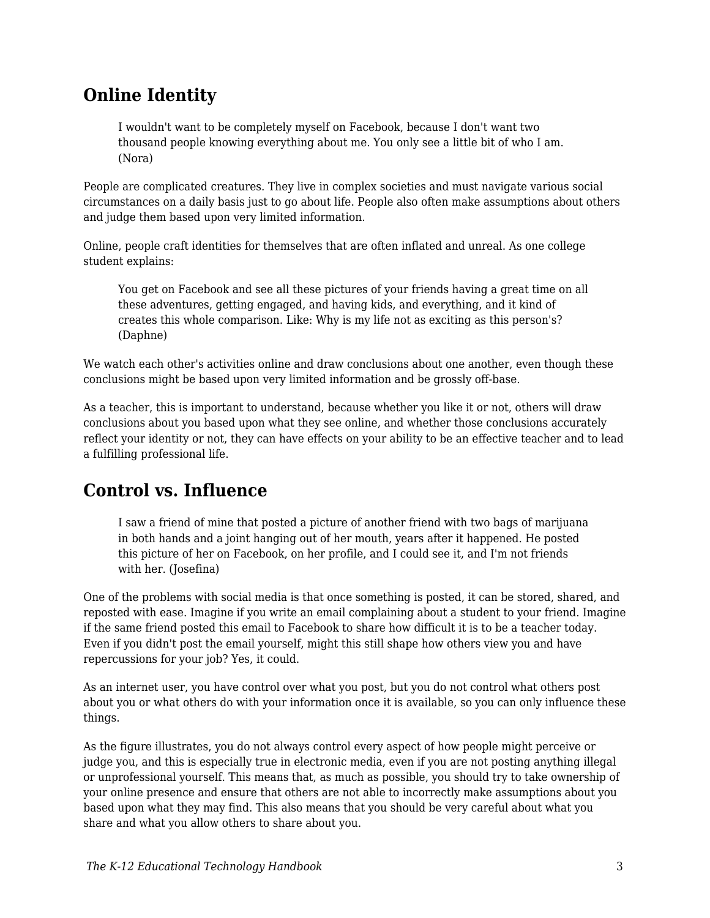## Online Identity

> I wouldn't want to be completely myself on Facebook, because I don't want two thousand people knowing everything about me. You only see a little bit of who I am. (Nora)

People are complicated creatures. They live in complex societies and must navigate various social circumstances on a daily basis just to go about life. People also often make assumptions about others and judge them based upon very limited information.

Online, people craft identities for themselves that are often inflated and unreal. As one college student explains:

> You get on Facebook and see all these pictures of your friends having a great time on all these adventures, getting engaged, and having kids, and everything, and it kind of creates this whole comparison. Like: Why is my life not as exciting as this person's? (Daphne)

We watch each other's activities online and draw conclusions about one another, even though these conclusions might be based upon very limited information and be grossly off-base.

As a teacher, this is important to understand, because whether you like it or not, others will draw conclusions about you based upon what they see online, and whether those conclusions accurately reflect your identity or not, they can have effects on your ability to be an effective teacher and to lead a fulfilling professional life.

## Control vs. Influence

> I saw a friend of mine that posted a picture of another friend with two bags of marijuana in both hands and a joint hanging out of her mouth, years after it happened. He posted this picture of her on Facebook, on her profile, and I could see it, and I'm not friends with her. (Josefina)

One of the problems with social media is that once something is posted, it can be stored, shared, and reposted with ease. Imagine if you write an email complaining about a student to your friend. Imagine if the same friend posted this email to Facebook to share how difficult it is to be a teacher today. Even if you didn't post the email yourself, might this still shape how others view you and have repercussions for your job? Yes, it could.

As an internet user, you have control over what you post, but you do not control what others post about you or what others do with your information once it is available, so you can only influence these things.

As the figure illustrates, you do not always control every aspect of how people might perceive or judge you, and this is especially true in electronic media, even if you are not posting anything illegal or unprofessional yourself. This means that, as much as possible, you should try to take ownership of your online presence and ensure that others are not able to incorrectly make assumptions about you based upon what they may find. This also means that you should be very careful about what you share and what you allow others to share about you.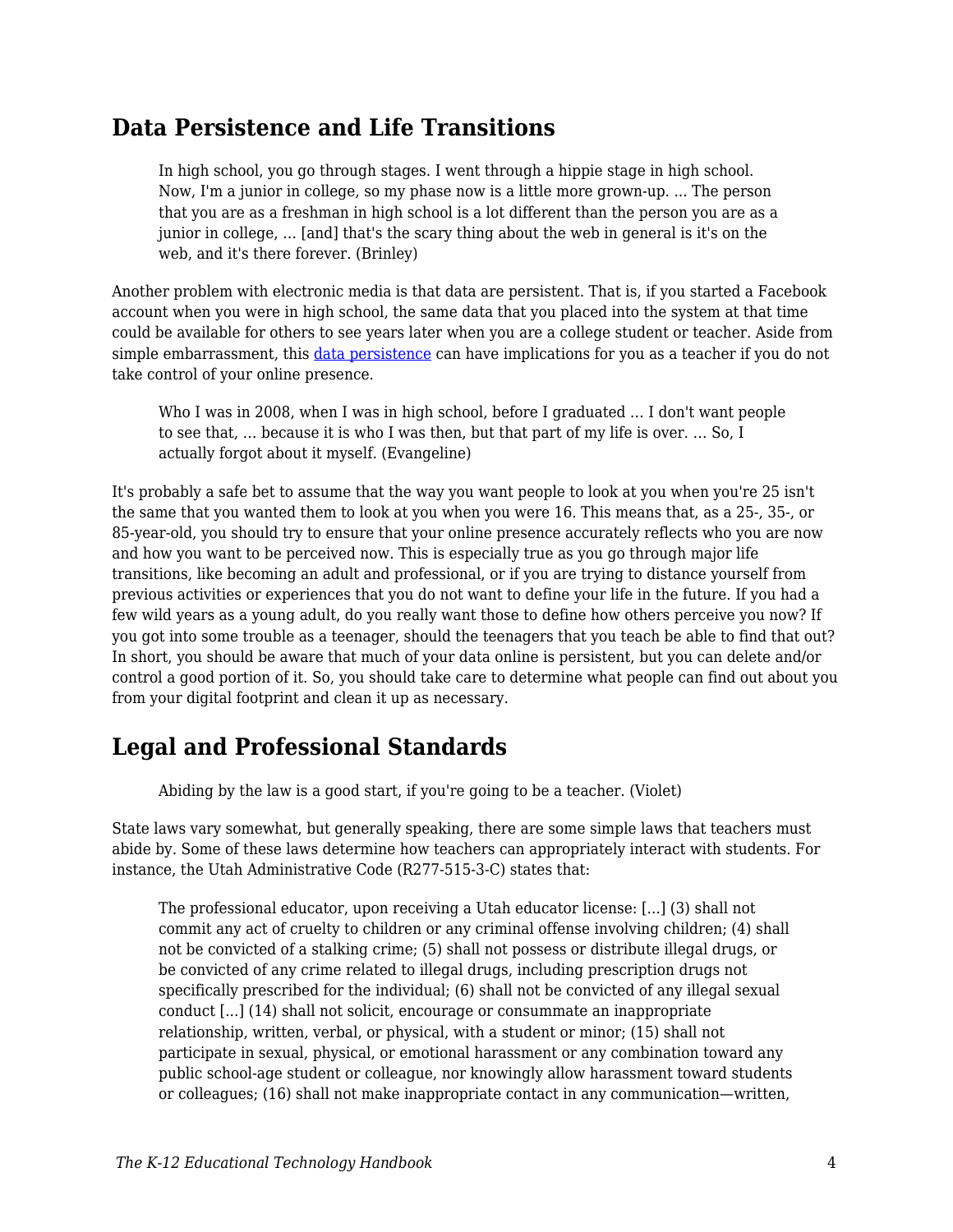## Data Persistence and Life Transitions

> In high school, you go through stages. I went through a hippie stage in high school. Now, I'm a junior in college, so my phase now is a little more grown-up. ... The person that you are as a freshman in high school is a lot different than the person you are as a junior in college, ... [and] that's the scary thing about the web in general is it's on the web, and it's there forever. (Brinley)

Another problem with electronic media is that data are persistent. That is, if you started a Facebook account when you were in high school, the same data that you placed into the system at that time could be available for others to see years later when you are a college student or teacher. Aside from simple embarrassment, this data persistence can have implications for you as a teacher if you do not take control of your online presence.

> Who I was in 2008, when I was in high school, before I graduated ... I don't want people to see that, ... because it is who I was then, but that part of my life is over. ... So, I actually forgot about it myself. (Evangeline)

It's probably a safe bet to assume that the way you want people to look at you when you're 25 isn't the same that you wanted them to look at you when you were 16. This means that, as a 25-, 35-, or 85-year-old, you should try to ensure that your online presence accurately reflects who you are now and how you want to be perceived now. This is especially true as you go through major life transitions, like becoming an adult and professional, or if you are trying to distance yourself from previous activities or experiences that you do not want to define your life in the future. If you had a few wild years as a young adult, do you really want those to define how others perceive you now? If you got into some trouble as a teenager, should the teenagers that you teach be able to find that out? In short, you should be aware that much of your data online is persistent, but you can delete and/or control a good portion of it. So, you should take care to determine what people can find out about you from your digital footprint and clean it up as necessary.

## Legal and Professional Standards

> Abiding by the law is a good start, if you're going to be a teacher. (Violet)

State laws vary somewhat, but generally speaking, there are some simple laws that teachers must abide by. Some of these laws determine how teachers can appropriately interact with students. For instance, the Utah Administrative Code (R277-515-3-C) states that:

> The professional educator, upon receiving a Utah educator license: [...] (3) shall not commit any act of cruelty to children or any criminal offense involving children; (4) shall not be convicted of a stalking crime; (5) shall not possess or distribute illegal drugs, or be convicted of any crime related to illegal drugs, including prescription drugs not specifically prescribed for the individual; (6) shall not be convicted of any illegal sexual conduct [...] (14) shall not solicit, encourage or consummate an inappropriate relationship, written, verbal, or physical, with a student or minor; (15) shall not participate in sexual, physical, or emotional harassment or any combination toward any public school-age student or colleague, nor knowingly allow harassment toward students or colleagues; (16) shall not make inappropriate contact in any communication—written,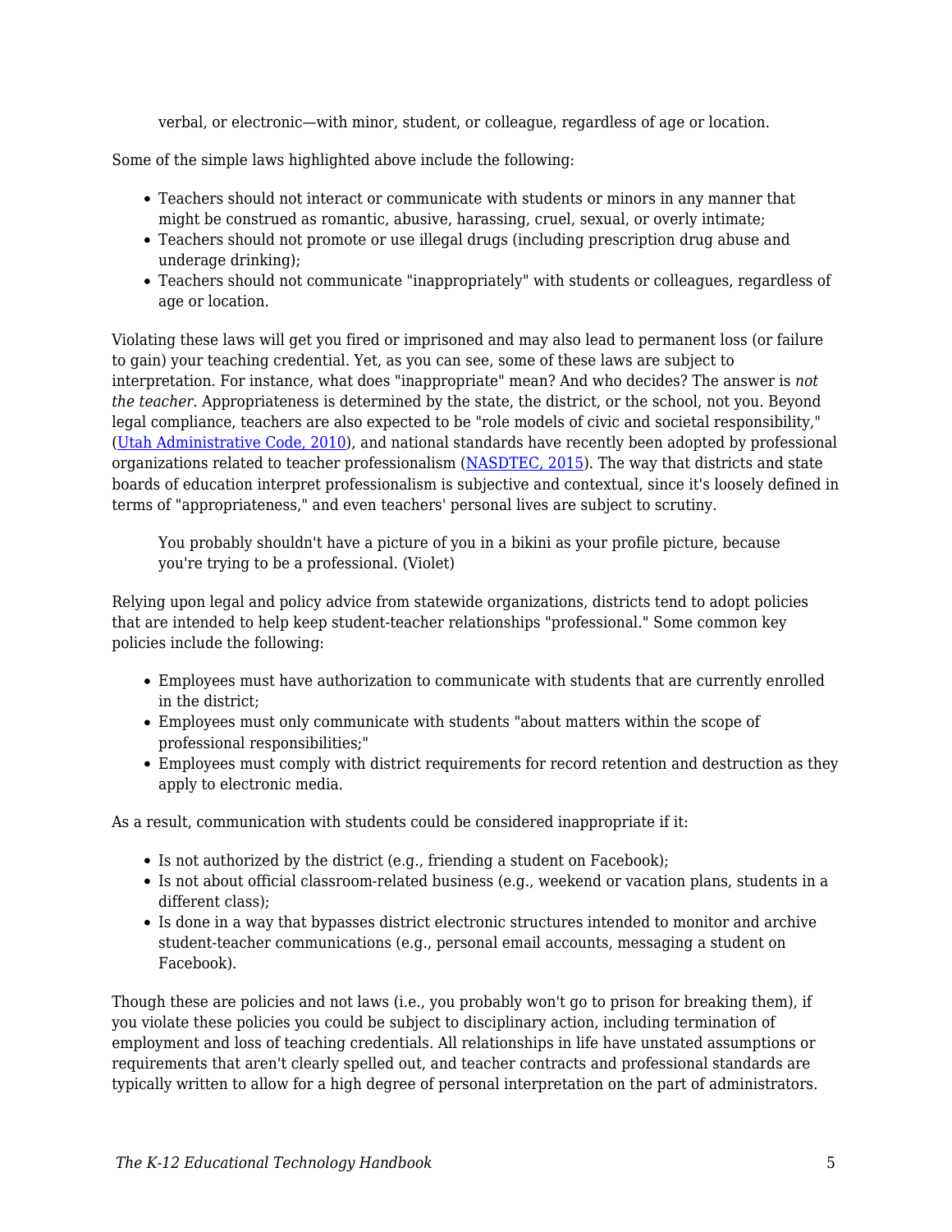> verbal, or electronic—with minor, student, or colleague, regardless of age or location.

Some of the simple laws highlighted above include the following:

- Teachers should not interact or communicate with students or minors in any manner that might be construed as romantic, abusive, harassing, cruel, sexual, or overly intimate;
- Teachers should not promote or use illegal drugs (including prescription drug abuse and underage drinking);
- Teachers should not communicate "inappropriately" with students or colleagues, regardless of age or location.

Violating these laws will get you fired or imprisoned and may also lead to permanent loss (or failure to gain) your teaching credential. Yet, as you can see, some of these laws are subject to interpretation. For instance, what does "inappropriate" mean? And who decides? The answer is *not the teacher*. Appropriateness is determined by the state, the district, or the school, not you. Beyond legal compliance, teachers are also expected to be "role models of civic and societal responsibility," (Utah Administrative Code, 2010), and national standards have recently been adopted by professional organizations related to teacher professionalism (NASDTEC, 2015). The way that districts and state boards of education interpret professionalism is subjective and contextual, since it's loosely defined in terms of "appropriateness," and even teachers' personal lives are subject to scrutiny.

> You probably shouldn't have a picture of you in a bikini as your profile picture, because you're trying to be a professional. (Violet)

Relying upon legal and policy advice from statewide organizations, districts tend to adopt policies that are intended to help keep student-teacher relationships "professional." Some common key policies include the following:

- Employees must have authorization to communicate with students that are currently enrolled in the district;
- Employees must only communicate with students "about matters within the scope of professional responsibilities;"
- Employees must comply with district requirements for record retention and destruction as they apply to electronic media.

As a result, communication with students could be considered inappropriate if it:

- Is not authorized by the district (e.g., friending a student on Facebook);
- Is not about official classroom-related business (e.g., weekend or vacation plans, students in a different class);
- Is done in a way that bypasses district electronic structures intended to monitor and archive student-teacher communications (e.g., personal email accounts, messaging a student on Facebook).

Though these are policies and not laws (i.e., you probably won't go to prison for breaking them), if you violate these policies you could be subject to disciplinary action, including termination of employment and loss of teaching credentials. All relationships in life have unstated assumptions or requirements that aren't clearly spelled out, and teacher contracts and professional standards are typically written to allow for a high degree of personal interpretation on the part of administrators.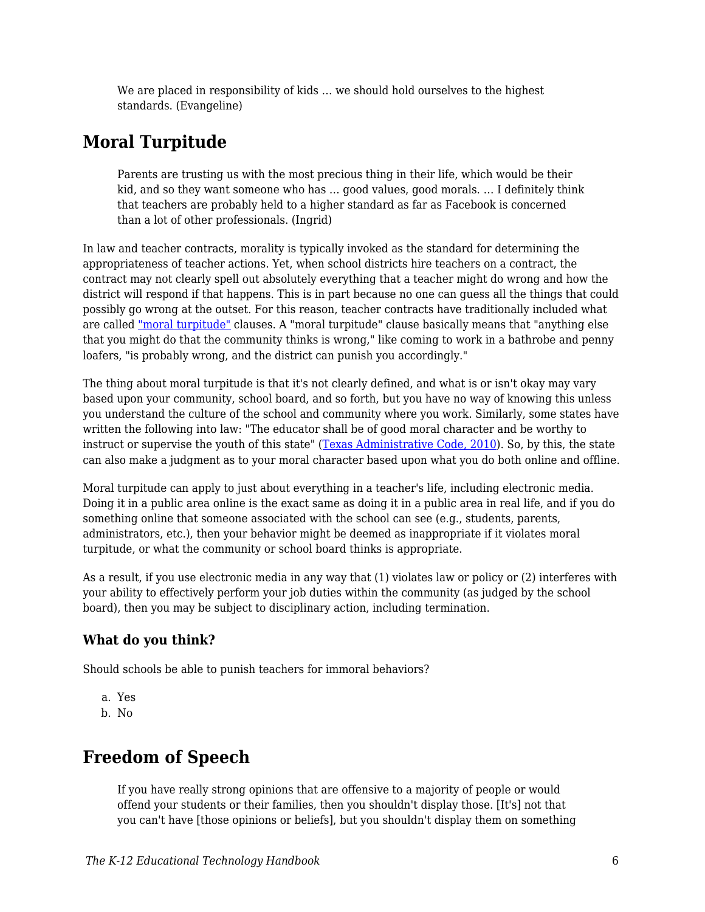> We are placed in responsibility of kids ... we should hold ourselves to the highest standards. (Evangeline)

## Moral Turpitude

> Parents are trusting us with the most precious thing in their life, which would be their kid, and so they want someone who has ... good values, good morals. ... I definitely think that teachers are probably held to a higher standard as far as Facebook is concerned than a lot of other professionals. (Ingrid)

In law and teacher contracts, morality is typically invoked as the standard for determining the appropriateness of teacher actions. Yet, when school districts hire teachers on a contract, the contract may not clearly spell out absolutely everything that a teacher might do wrong and how the district will respond if that happens. This is in part because no one can guess all the things that could possibly go wrong at the outset. For this reason, teacher contracts have traditionally included what are called "moral turpitude" clauses. A "moral turpitude" clause basically means that "anything else that you might do that the community thinks is wrong," like coming to work in a bathrobe and penny loafers, "is probably wrong, and the district can punish you accordingly."

The thing about moral turpitude is that it's not clearly defined, and what is or isn't okay may vary based upon your community, school board, and so forth, but you have no way of knowing this unless you understand the culture of the school and community where you work. Similarly, some states have written the following into law: "The educator shall be of good moral character and be worthy to instruct or supervise the youth of this state" (Texas Administrative Code, 2010). So, by this, the state can also make a judgment as to your moral character based upon what you do both online and offline.

Moral turpitude can apply to just about everything in a teacher's life, including electronic media. Doing it in a public area online is the exact same as doing it in a public area in real life, and if you do something online that someone associated with the school can see (e.g., students, parents, administrators, etc.), then your behavior might be deemed as inappropriate if it violates moral turpitude, or what the community or school board thinks is appropriate.

As a result, if you use electronic media in any way that (1) violates law or policy or (2) interferes with your ability to effectively perform your job duties within the community (as judged by the school board), then you may be subject to disciplinary action, including termination.

### What do you think?

Should schools be able to punish teachers for immoral behaviors?

a. Yes
b. No

## Freedom of Speech

> If you have really strong opinions that are offensive to a majority of people or would offend your students or their families, then you shouldn't display those. [It's] not that you can't have [those opinions or beliefs], but you shouldn't display them on something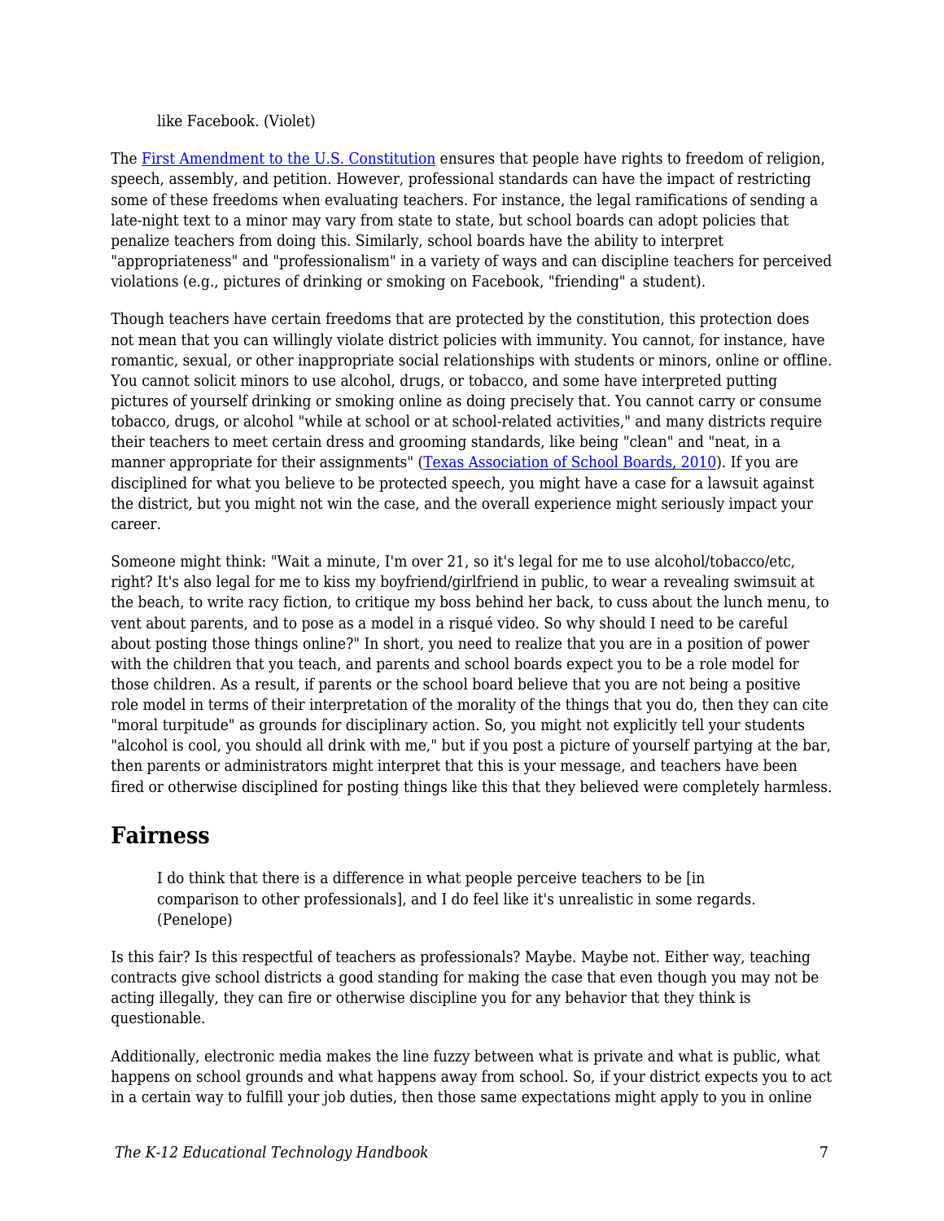> like Facebook. (Violet)

The [First Amendment to the U.S. Constitution] ensures that people have rights to freedom of religion, speech, assembly, and petition. However, professional standards can have the impact of restricting some of these freedoms when evaluating teachers. For instance, the legal ramifications of sending a late-night text to a minor may vary from state to state, but school boards can adopt policies that penalize teachers from doing this. Similarly, school boards have the ability to interpret "appropriateness" and "professionalism" in a variety of ways and can discipline teachers for perceived violations (e.g., pictures of drinking or smoking on Facebook, "friending" a student).

Though teachers have certain freedoms that are protected by the constitution, this protection does not mean that you can willingly violate district policies with immunity. You cannot, for instance, have romantic, sexual, or other inappropriate social relationships with students or minors, online or offline. You cannot solicit minors to use alcohol, drugs, or tobacco, and some have interpreted putting pictures of yourself drinking or smoking online as doing precisely that. You cannot carry or consume tobacco, drugs, or alcohol "while at school or at school-related activities," and many districts require their teachers to meet certain dress and grooming standards, like being "clean" and "neat, in a manner appropriate for their assignments" (Texas Association of School Boards, 2010). If you are disciplined for what you believe to be protected speech, you might have a case for a lawsuit against the district, but you might not win the case, and the overall experience might seriously impact your career.

Someone might think: "Wait a minute, I'm over 21, so it's legal for me to use alcohol/tobacco/etc, right? It's also legal for me to kiss my boyfriend/girlfriend in public, to wear a revealing swimsuit at the beach, to write racy fiction, to critique my boss behind her back, to cuss about the lunch menu, to vent about parents, and to pose as a model in a risqué video. So why should I need to be careful about posting those things online?" In short, you need to realize that you are in a position of power with the children that you teach, and parents and school boards expect you to be a role model for those children. As a result, if parents or the school board believe that you are not being a positive role model in terms of their interpretation of the morality of the things that you do, then they can cite "moral turpitude" as grounds for disciplinary action. So, you might not explicitly tell your students "alcohol is cool, you should all drink with me," but if you post a picture of yourself partying at the bar, then parents or administrators might interpret that this is your message, and teachers have been fired or otherwise disciplined for posting things like this that they believed were completely harmless.

## Fairness

> I do think that there is a difference in what people perceive teachers to be [in comparison to other professionals], and I do feel like it's unrealistic in some regards. (Penelope)

Is this fair? Is this respectful of teachers as professionals? Maybe. Maybe not. Either way, teaching contracts give school districts a good standing for making the case that even though you may not be acting illegally, they can fire or otherwise discipline you for any behavior that they think is questionable.

Additionally, electronic media makes the line fuzzy between what is private and what is public, what happens on school grounds and what happens away from school. So, if your district expects you to act in a certain way to fulfill your job duties, then those same expectations might apply to you in online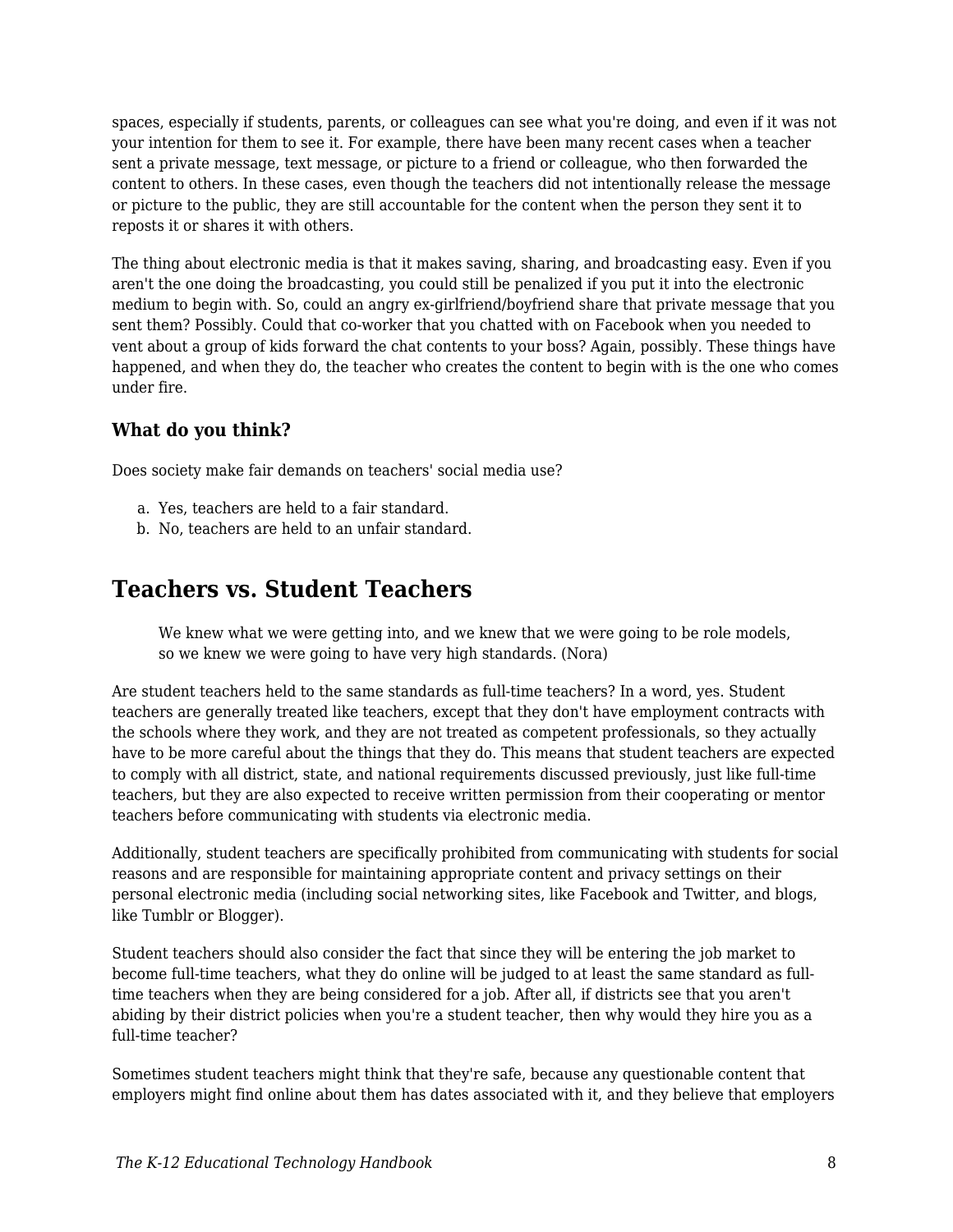spaces, especially if students, parents, or colleagues can see what you're doing, and even if it was not your intention for them to see it. For example, there have been many recent cases when a teacher sent a private message, text message, or picture to a friend or colleague, who then forwarded the content to others. In these cases, even though the teachers did not intentionally release the message or picture to the public, they are still accountable for the content when the person they sent it to reposts it or shares it with others.

The thing about electronic media is that it makes saving, sharing, and broadcasting easy. Even if you aren't the one doing the broadcasting, you could still be penalized if you put it into the electronic medium to begin with. So, could an angry ex-girlfriend/boyfriend share that private message that you sent them? Possibly. Could that co-worker that you chatted with on Facebook when you needed to vent about a group of kids forward the chat contents to your boss? Again, possibly. These things have happened, and when they do, the teacher who creates the content to begin with is the one who comes under fire.

### What do you think?

Does society make fair demands on teachers' social media use?

a. Yes, teachers are held to a fair standard.
b. No, teachers are held to an unfair standard.

## Teachers vs. Student Teachers

> We knew what we were getting into, and we knew that we were going to be role models, so we knew we were going to have very high standards. (Nora)

Are student teachers held to the same standards as full-time teachers? In a word, yes. Student teachers are generally treated like teachers, except that they don't have employment contracts with the schools where they work, and they are not treated as competent professionals, so they actually have to be more careful about the things that they do. This means that student teachers are expected to comply with all district, state, and national requirements discussed previously, just like full-time teachers, but they are also expected to receive written permission from their cooperating or mentor teachers before communicating with students via electronic media.

Additionally, student teachers are specifically prohibited from communicating with students for social reasons and are responsible for maintaining appropriate content and privacy settings on their personal electronic media (including social networking sites, like Facebook and Twitter, and blogs, like Tumblr or Blogger).

Student teachers should also consider the fact that since they will be entering the job market to become full-time teachers, what they do online will be judged to at least the same standard as full-time teachers when they are being considered for a job. After all, if districts see that you aren't abiding by their district policies when you're a student teacher, then why would they hire you as a full-time teacher?

Sometimes student teachers might think that they're safe, because any questionable content that employers might find online about them has dates associated with it, and they believe that employers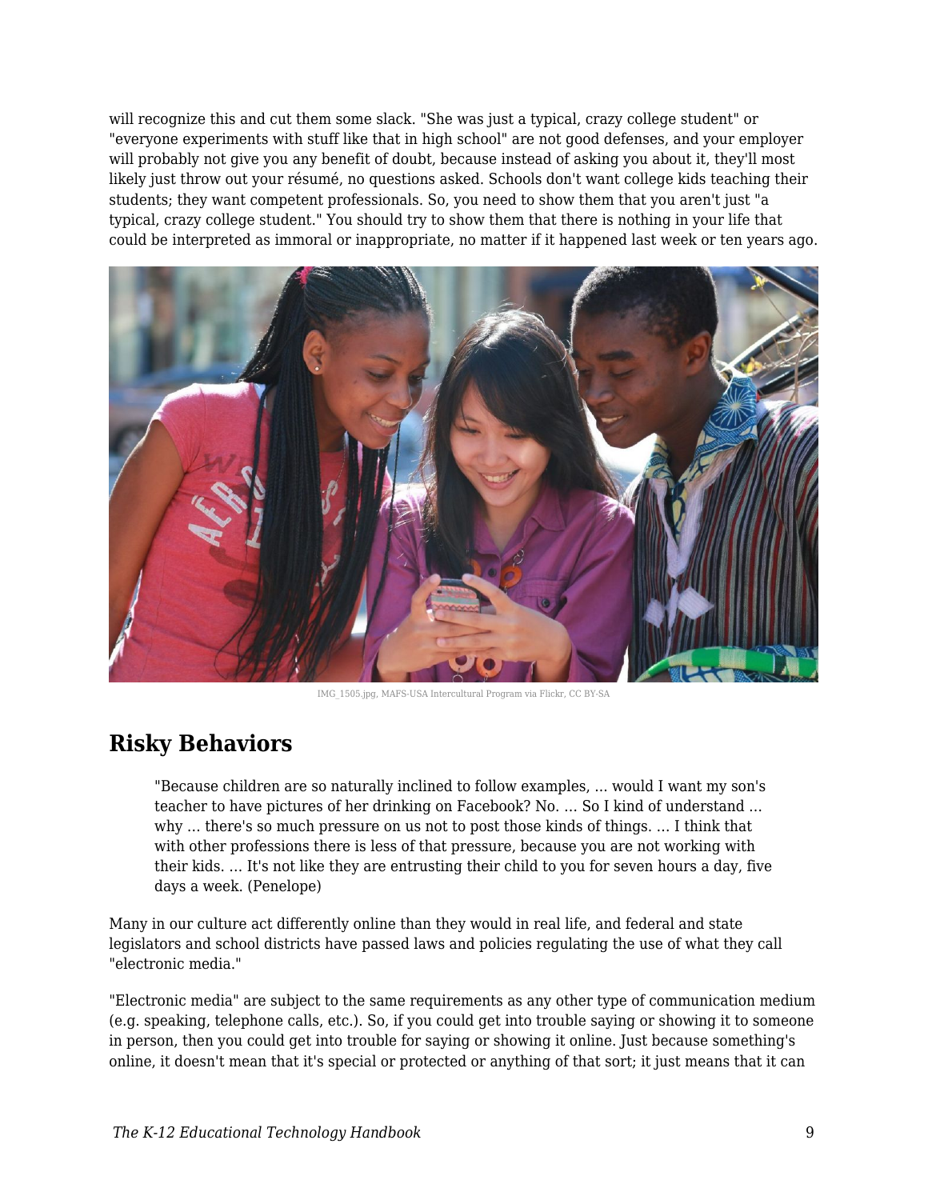will recognize this and cut them some slack. "She was just a typical, crazy college student" or "everyone experiments with stuff like that in high school" are not good defenses, and your employer will probably not give you any benefit of doubt, because instead of asking you about it, they'll most likely just throw out your résumé, no questions asked. Schools don't want college kids teaching their students; they want competent professionals. So, you need to show them that you aren't just "a typical, crazy college student." You should try to show them that there is nothing in your life that could be interpreted as immoral or inappropriate, no matter if it happened last week or ten years ago.

IMG_1505.jpg, MAFS-USA Intercultural Program via Flickr, CC BY-SA

## Risky Behaviors

> "Because children are so naturally inclined to follow examples, ... would I want my son's teacher to have pictures of her drinking on Facebook? No. ... So I kind of understand ... why ... there's so much pressure on us not to post those kinds of things. ... I think that with other professions there is less of that pressure, because you are not working with their kids. ... It's not like they are entrusting their child to you for seven hours a day, five days a week. (Penelope)

Many in our culture act differently online than they would in real life, and federal and state legislators and school districts have passed laws and policies regulating the use of what they call "electronic media."

"Electronic media" are subject to the same requirements as any other type of communication medium (e.g. speaking, telephone calls, etc.). So, if you could get into trouble saying or showing it to someone in person, then you could get into trouble for saying or showing it online. Just because something's online, it doesn't mean that it's special or protected or anything of that sort; it just means that it can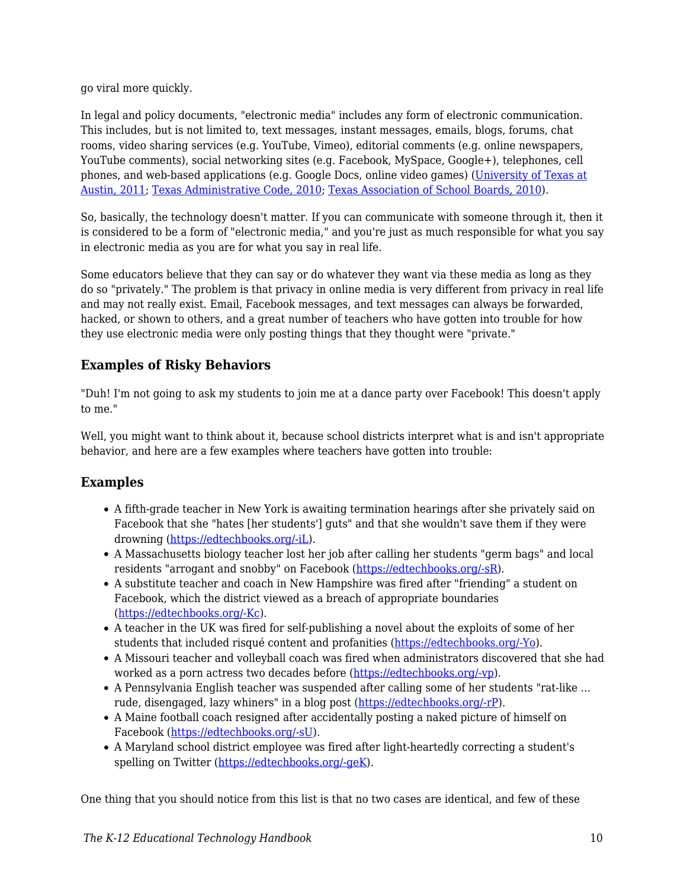go viral more quickly.

In legal and policy documents, "electronic media" includes any form of electronic communication. This includes, but is not limited to, text messages, instant messages, emails, blogs, forums, chat rooms, video sharing services (e.g. YouTube, Vimeo), editorial comments (e.g. online newspapers, YouTube comments), social networking sites (e.g. Facebook, MySpace, Google+), telephones, cell phones, and web-based applications (e.g. Google Docs, online video games) (University of Texas at Austin, 2011; Texas Administrative Code, 2010; Texas Association of School Boards, 2010).

So, basically, the technology doesn't matter. If you can communicate with someone through it, then it is considered to be a form of "electronic media," and you're just as much responsible for what you say in electronic media as you are for what you say in real life.

Some educators believe that they can say or do whatever they want via these media as long as they do so "privately." The problem is that privacy in online media is very different from privacy in real life and may not really exist. Email, Facebook messages, and text messages can always be forwarded, hacked, or shown to others, and a great number of teachers who have gotten into trouble for how they use electronic media were only posting things that they thought were "private."

### Examples of Risky Behaviors

"Duh! I'm not going to ask my students to join me at a dance party over Facebook! This doesn't apply to me."

Well, you might want to think about it, because school districts interpret what is and isn't appropriate behavior, and here are a few examples where teachers have gotten into trouble:

### Examples

- A fifth-grade teacher in New York is awaiting termination hearings after she privately said on Facebook that she "hates [her students'] guts" and that she wouldn't save them if they were drowning (https://edtechbooks.org/-iL).
- A Massachusetts biology teacher lost her job after calling her students "germ bags" and local residents "arrogant and snobby" on Facebook (https://edtechbooks.org/-sR).
- A substitute teacher and coach in New Hampshire was fired after "friending" a student on Facebook, which the district viewed as a breach of appropriate boundaries (https://edtechbooks.org/-Kc).
- A teacher in the UK was fired for self-publishing a novel about the exploits of some of her students that included risqué content and profanities (https://edtechbooks.org/-Yo).
- A Missouri teacher and volleyball coach was fired when administrators discovered that she had worked as a porn actress two decades before (https://edtechbooks.org/-vp).
- A Pennsylvania English teacher was suspended after calling some of her students "rat-like ... rude, disengaged, lazy whiners" in a blog post (https://edtechbooks.org/-rP).
- A Maine football coach resigned after accidentally posting a naked picture of himself on Facebook (https://edtechbooks.org/-sU).
- A Maryland school district employee was fired after light-heartedly correcting a student's spelling on Twitter (https://edtechbooks.org/-geK).

One thing that you should notice from this list is that no two cases are identical, and few of these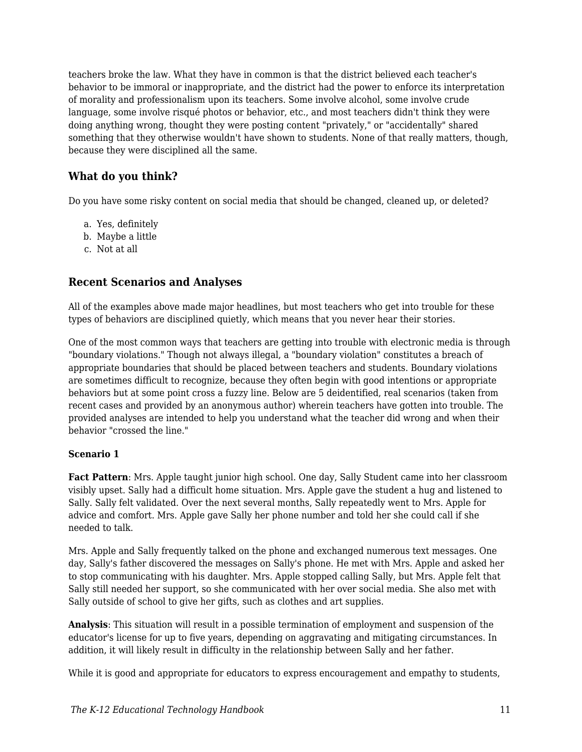teachers broke the law. What they have in common is that the district believed each teacher's behavior to be immoral or inappropriate, and the district had the power to enforce its interpretation of morality and professionalism upon its teachers. Some involve alcohol, some involve crude language, some involve risqué photos or behavior, etc., and most teachers didn't think they were doing anything wrong, thought they were posting content "privately," or "accidentally" shared something that they otherwise wouldn't have shown to students. None of that really matters, though, because they were disciplined all the same.

### What do you think?

Do you have some risky content on social media that should be changed, cleaned up, or deleted?

a. Yes, definitely
b. Maybe a little
c. Not at all

### Recent Scenarios and Analyses

All of the examples above made major headlines, but most teachers who get into trouble for these types of behaviors are disciplined quietly, which means that you never hear their stories.

One of the most common ways that teachers are getting into trouble with electronic media is through "boundary violations." Though not always illegal, a "boundary violation" constitutes a breach of appropriate boundaries that should be placed between teachers and students. Boundary violations are sometimes difficult to recognize, because they often begin with good intentions or appropriate behaviors but at some point cross a fuzzy line. Below are 5 deidentified, real scenarios (taken from recent cases and provided by an anonymous author) wherein teachers have gotten into trouble. The provided analyses are intended to help you understand what the teacher did wrong and when their behavior "crossed the line."

**Scenario 1**

**Fact Pattern**: Mrs. Apple taught junior high school. One day, Sally Student came into her classroom visibly upset. Sally had a difficult home situation. Mrs. Apple gave the student a hug and listened to Sally. Sally felt validated. Over the next several months, Sally repeatedly went to Mrs. Apple for advice and comfort. Mrs. Apple gave Sally her phone number and told her she could call if she needed to talk.

Mrs. Apple and Sally frequently talked on the phone and exchanged numerous text messages. One day, Sally's father discovered the messages on Sally's phone. He met with Mrs. Apple and asked her to stop communicating with his daughter. Mrs. Apple stopped calling Sally, but Mrs. Apple felt that Sally still needed her support, so she communicated with her over social media. She also met with Sally outside of school to give her gifts, such as clothes and art supplies.

**Analysis**: This situation will result in a possible termination of employment and suspension of the educator's license for up to five years, depending on aggravating and mitigating circumstances. In addition, it will likely result in difficulty in the relationship between Sally and her father.

While it is good and appropriate for educators to express encouragement and empathy to students,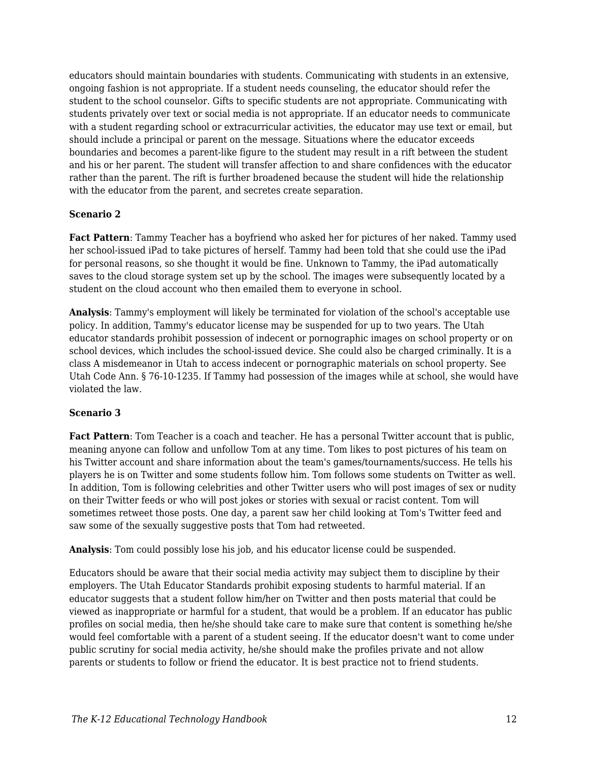educators should maintain boundaries with students. Communicating with students in an extensive, ongoing fashion is not appropriate. If a student needs counseling, the educator should refer the student to the school counselor. Gifts to specific students are not appropriate. Communicating with students privately over text or social media is not appropriate. If an educator needs to communicate with a student regarding school or extracurricular activities, the educator may use text or email, but should include a principal or parent on the message. Situations where the educator exceeds boundaries and becomes a parent-like figure to the student may result in a rift between the student and his or her parent. The student will transfer affection to and share confidences with the educator rather than the parent. The rift is further broadened because the student will hide the relationship with the educator from the parent, and secretes create separation.

**Scenario 2**

**Fact Pattern**: Tammy Teacher has a boyfriend who asked her for pictures of her naked. Tammy used her school-issued iPad to take pictures of herself. Tammy had been told that she could use the iPad for personal reasons, so she thought it would be fine. Unknown to Tammy, the iPad automatically saves to the cloud storage system set up by the school. The images were subsequently located by a student on the cloud account who then emailed them to everyone in school.

**Analysis**: Tammy's employment will likely be terminated for violation of the school's acceptable use policy. In addition, Tammy's educator license may be suspended for up to two years. The Utah educator standards prohibit possession of indecent or pornographic images on school property or on school devices, which includes the school-issued device. She could also be charged criminally. It is a class A misdemeanor in Utah to access indecent or pornographic materials on school property. See Utah Code Ann. § 76-10-1235. If Tammy had possession of the images while at school, she would have violated the law.

**Scenario 3**

**Fact Pattern**: Tom Teacher is a coach and teacher. He has a personal Twitter account that is public, meaning anyone can follow and unfollow Tom at any time. Tom likes to post pictures of his team on his Twitter account and share information about the team's games/tournaments/success. He tells his players he is on Twitter and some students follow him. Tom follows some students on Twitter as well. In addition, Tom is following celebrities and other Twitter users who will post images of sex or nudity on their Twitter feeds or who will post jokes or stories with sexual or racist content. Tom will sometimes retweet those posts. One day, a parent saw her child looking at Tom's Twitter feed and saw some of the sexually suggestive posts that Tom had retweeted.

**Analysis**: Tom could possibly lose his job, and his educator license could be suspended.

Educators should be aware that their social media activity may subject them to discipline by their employers. The Utah Educator Standards prohibit exposing students to harmful material. If an educator suggests that a student follow him/her on Twitter and then posts material that could be viewed as inappropriate or harmful for a student, that would be a problem. If an educator has public profiles on social media, then he/she should take care to make sure that content is something he/she would feel comfortable with a parent of a student seeing. If the educator doesn't want to come under public scrutiny for social media activity, he/she should make the profiles private and not allow parents or students to follow or friend the educator. It is best practice not to friend students.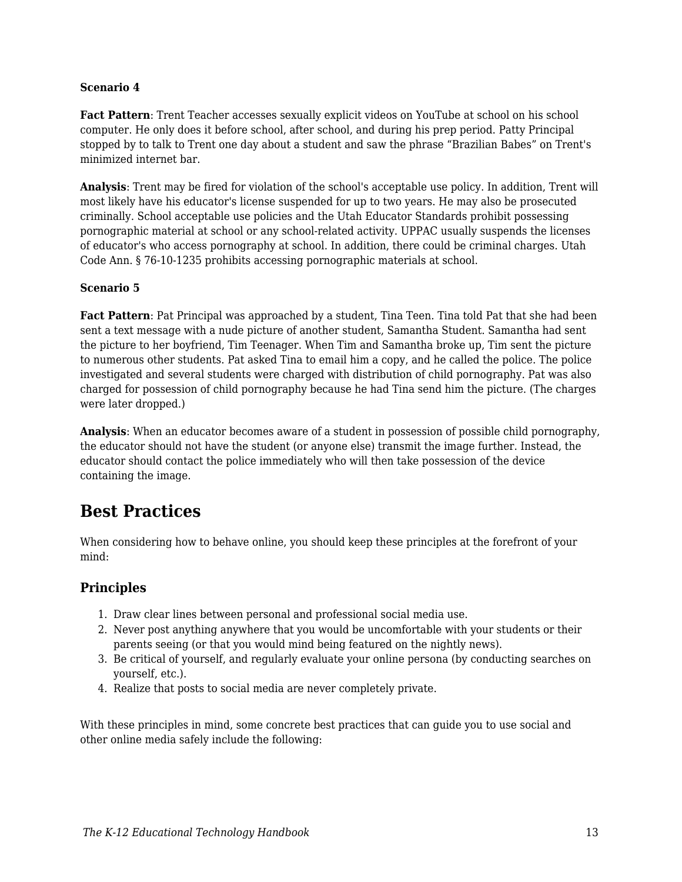**Scenario 4**

**Fact Pattern**: Trent Teacher accesses sexually explicit videos on YouTube at school on his school computer. He only does it before school, after school, and during his prep period. Patty Principal stopped by to talk to Trent one day about a student and saw the phrase "Brazilian Babes" on Trent's minimized internet bar.

**Analysis**: Trent may be fired for violation of the school's acceptable use policy. In addition, Trent will most likely have his educator's license suspended for up to two years. He may also be prosecuted criminally. School acceptable use policies and the Utah Educator Standards prohibit possessing pornographic material at school or any school-related activity. UPPAC usually suspends the licenses of educator's who access pornography at school. In addition, there could be criminal charges. Utah Code Ann. § 76-10-1235 prohibits accessing pornographic materials at school.

**Scenario 5**

**Fact Pattern**: Pat Principal was approached by a student, Tina Teen. Tina told Pat that she had been sent a text message with a nude picture of another student, Samantha Student. Samantha had sent the picture to her boyfriend, Tim Teenager. When Tim and Samantha broke up, Tim sent the picture to numerous other students. Pat asked Tina to email him a copy, and he called the police. The police investigated and several students were charged with distribution of child pornography. Pat was also charged for possession of child pornography because he had Tina send him the picture. (The charges were later dropped.)

**Analysis**: When an educator becomes aware of a student in possession of possible child pornography, the educator should not have the student (or anyone else) transmit the image further. Instead, the educator should contact the police immediately who will then take possession of the device containing the image.

## Best Practices

When considering how to behave online, you should keep these principles at the forefront of your mind:

### Principles

1. Draw clear lines between personal and professional social media use.
2. Never post anything anywhere that you would be uncomfortable with your students or their parents seeing (or that you would mind being featured on the nightly news).
3. Be critical of yourself, and regularly evaluate your online persona (by conducting searches on yourself, etc.).
4. Realize that posts to social media are never completely private.

With these principles in mind, some concrete best practices that can guide you to use social and other online media safely include the following: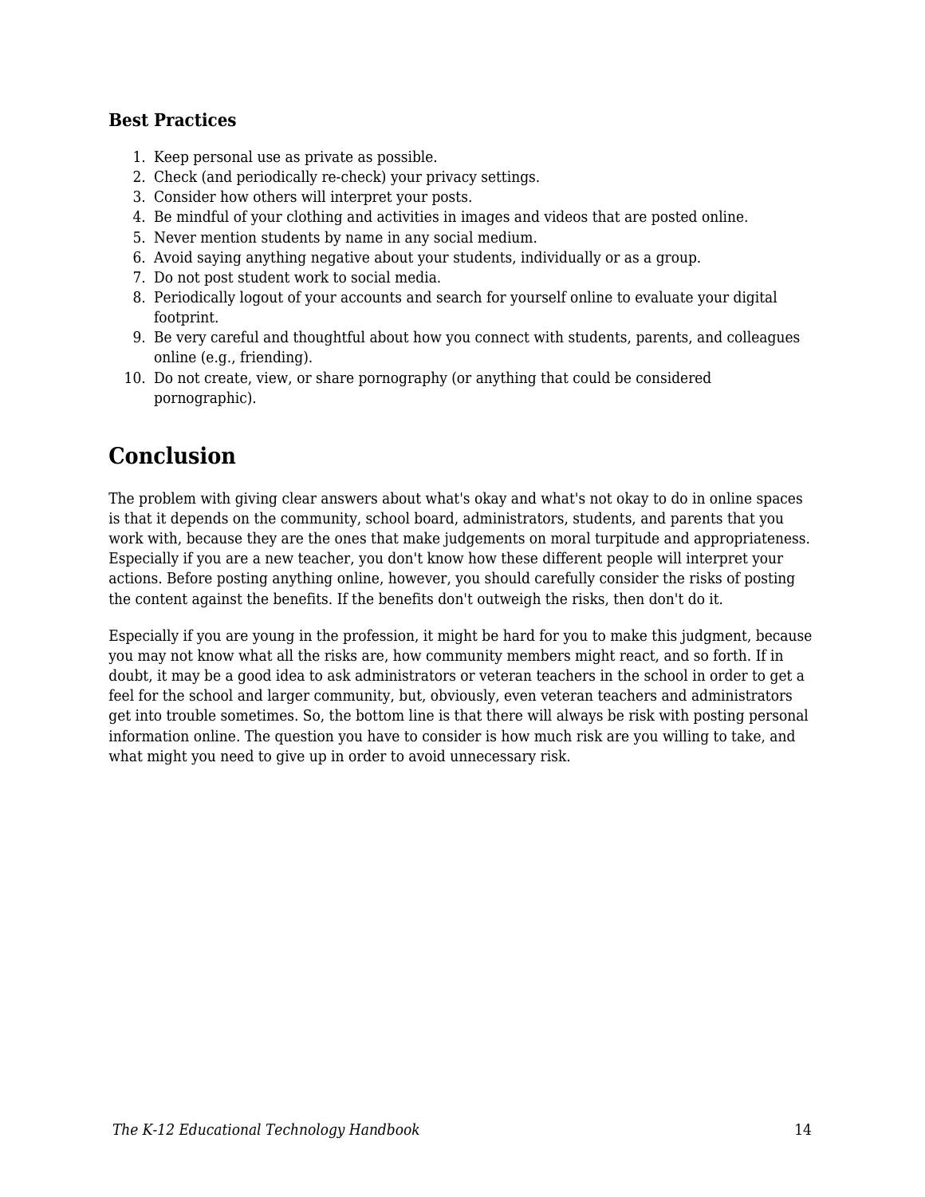### Best Practices

1. Keep personal use as private as possible.
2. Check (and periodically re-check) your privacy settings.
3. Consider how others will interpret your posts.
4. Be mindful of your clothing and activities in images and videos that are posted online.
5. Never mention students by name in any social medium.
6. Avoid saying anything negative about your students, individually or as a group.
7. Do not post student work to social media.
8. Periodically logout of your accounts and search for yourself online to evaluate your digital footprint.
9. Be very careful and thoughtful about how you connect with students, parents, and colleagues online (e.g., friending).
10. Do not create, view, or share pornography (or anything that could be considered pornographic).

## Conclusion

The problem with giving clear answers about what's okay and what's not okay to do in online spaces is that it depends on the community, school board, administrators, students, and parents that you work with, because they are the ones that make judgements on moral turpitude and appropriateness. Especially if you are a new teacher, you don't know how these different people will interpret your actions. Before posting anything online, however, you should carefully consider the risks of posting the content against the benefits. If the benefits don't outweigh the risks, then don't do it.

Especially if you are young in the profession, it might be hard for you to make this judgment, because you may not know what all the risks are, how community members might react, and so forth. If in doubt, it may be a good idea to ask administrators or veteran teachers in the school in order to get a feel for the school and larger community, but, obviously, even veteran teachers and administrators get into trouble sometimes. So, the bottom line is that there will always be risk with posting personal information online. The question you have to consider is how much risk are you willing to take, and what might you need to give up in order to avoid unnecessary risk.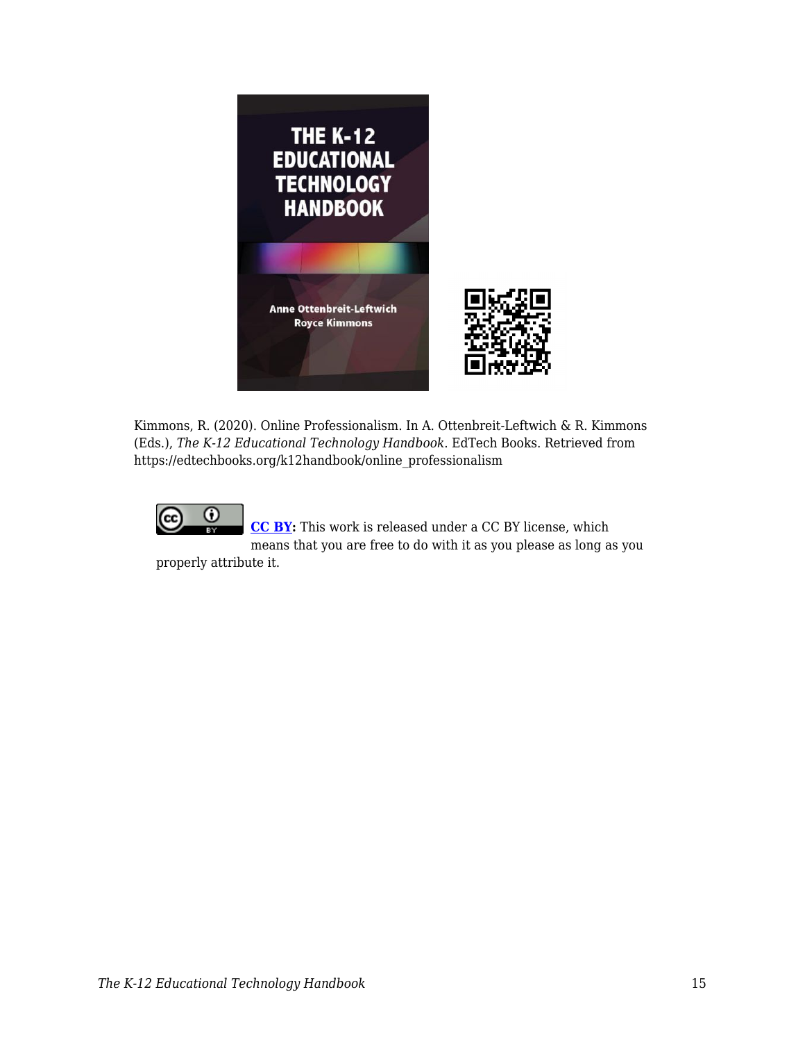Kimmons, R. (2020). Online Professionalism. In A. Ottenbreit-Leftwich & R. Kimmons (Eds.), *The K-12 Educational Technology Handbook*. EdTech Books. Retrieved from https://edtechbooks.org/k12handbook/online_professionalism

**CC BY:** This work is released under a CC BY license, which means that you are free to do with it as you please as long as you properly attribute it.